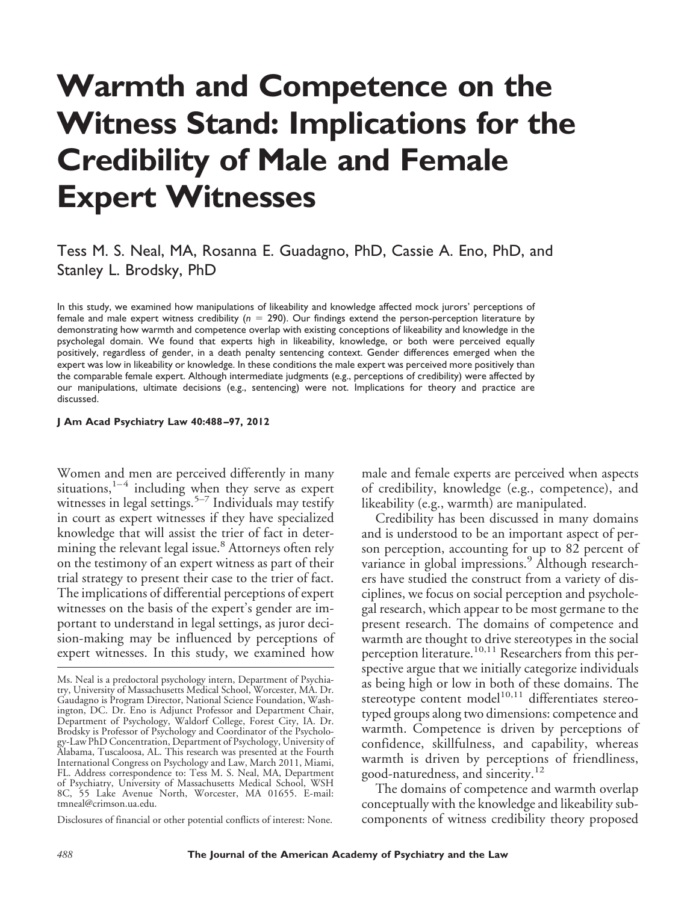# Warmth and Competence on the Witness Stand: Implications for the Credibility of Male and Female Expert Witnesses

Tess M. S. Neal, MA, Rosanna E. Guadagno, PhD, Cassie A. Eno, PhD, and Stanley L. Brodsky, PhD

In this study, we examined how manipulations of likeability and knowledge affected mock jurors' perceptions of female and male expert witness credibility ($n = 290$). Our findings extend the person-perception literature by demonstrating how warmth and competence overlap with existing conceptions of likeability and knowledge in the psycholegal domain. We found that experts high in likeability, knowledge, or both were perceived equally positively, regardless of gender, in a death penalty sentencing context. Gender differences emerged when the expert was low in likeability or knowledge. In these conditions the male expert was perceived more positively than the comparable female expert. Although intermediate judgments (e.g., perceptions of credibility) were affected by our manipulations, ultimate decisions (e.g., sentencing) were not. Implications for theory and practice are discussed.

**J Am Acad Psychiatry Law 40:488–97, 2012**

Women and men are perceived differently in many situations,[1–4] including when they serve as expert witnesses in legal settings.[5–7] Individuals may testify in court as expert witnesses if they have specialized knowledge that will assist the trier of fact in determining the relevant legal issue.[8] Attorneys often rely on the testimony of an expert witness as part of their trial strategy to present their case to the trier of fact. The implications of differential perceptions of expert witnesses on the basis of the expert's gender are important to understand in legal settings, as juror decision-making may be influenced by perceptions of expert witnesses. In this study, we examined how male and female experts are perceived when aspects of credibility, knowledge (e.g., competence), and likeability (e.g., warmth) are manipulated.

Credibility has been discussed in many domains and is understood to be an important aspect of person perception, accounting for up to 82 percent of variance in global impressions.[9] Although researchers have studied the construct from a variety of disciplines, we focus on social perception and psycholegal research, which appear to be most germane to the present research. The domains of competence and warmth are thought to drive stereotypes in the social perception literature.[10,11] Researchers from this perspective argue that we initially categorize individuals as being high or low in both of these domains. The stereotype content model[10,11] differentiates stereotyped groups along two dimensions: competence and warmth. Competence is driven by perceptions of confidence, skillfulness, and capability, whereas warmth is driven by perceptions of friendliness, good-naturedness, and sincerity.[12]

The domains of competence and warmth overlap conceptually with the knowledge and likeability subcomponents of witness credibility theory proposed

---

Ms. Neal is a predoctoral psychology intern, Department of Psychiatry, University of Massachusetts Medical School, Worcester, MA. Dr. Gaudagno is Program Director, National Science Foundation, Washington, DC. Dr. Eno is Adjunct Professor and Department Chair, Department of Psychology, Waldorf College, Forest City, IA. Dr. Brodsky is Professor of Psychology and Coordinator of the Psychology-Law PhD Concentration, Department of Psychology, University of Alabama, Tuscaloosa, AL. This research was presented at the Fourth International Congress on Psychology and Law, March 2011, Miami, FL. Address correspondence to: Tess M. S. Neal, MA, Department of Psychiatry, University of Massachusetts Medical School, WSH 8C, 55 Lake Avenue North, Worcester, MA 01655. E-mail: tmneal@crimson.ua.edu.

Disclosures of financial or other potential conflicts of interest: None.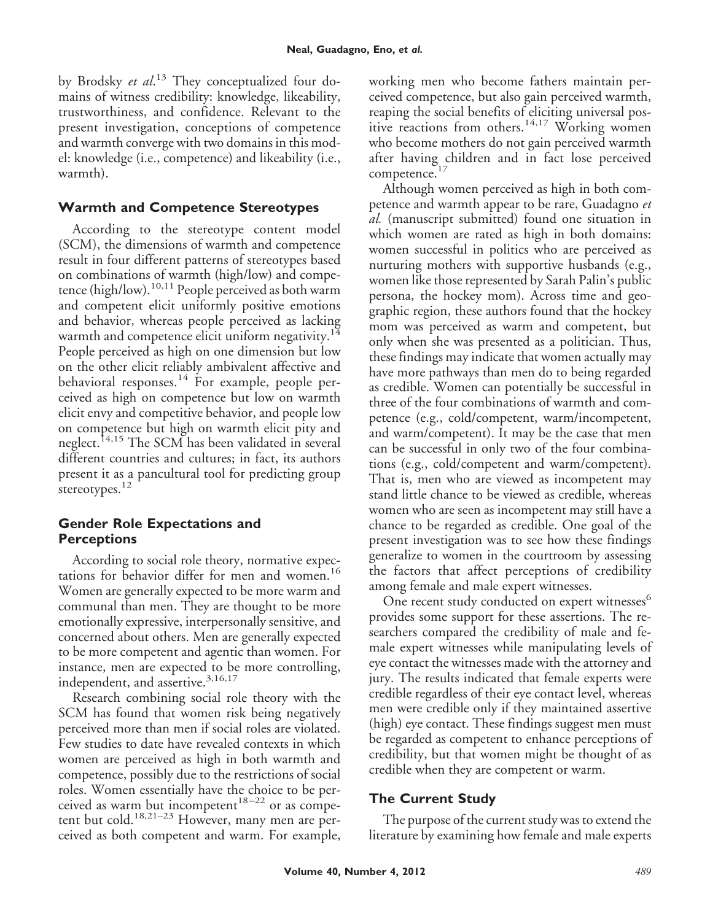by Brodsky *et al.*[13] They conceptualized four domains of witness credibility: knowledge, likeability, trustworthiness, and confidence. Relevant to the present investigation, conceptions of competence and warmth converge with two domains in this model: knowledge (i.e., competence) and likeability (i.e., warmth).

## Warmth and Competence Stereotypes

According to the stereotype content model (SCM), the dimensions of warmth and competence result in four different patterns of stereotypes based on combinations of warmth (high/low) and competence (high/low).[10,11] People perceived as both warm and competent elicit uniformly positive emotions and behavior, whereas people perceived as lacking warmth and competence elicit uniform negativity.[14] People perceived as high on one dimension but low on the other elicit reliably ambivalent affective and behavioral responses.[14] For example, people perceived as high on competence but low on warmth elicit envy and competitive behavior, and people low on competence but high on warmth elicit pity and neglect.[14,15] The SCM has been validated in several different countries and cultures; in fact, its authors present it as a pancultural tool for predicting group stereotypes.[12]

## Gender Role Expectations and Perceptions

According to social role theory, normative expectations for behavior differ for men and women.[16] Women are generally expected to be more warm and communal than men. They are thought to be more emotionally expressive, interpersonally sensitive, and concerned about others. Men are generally expected to be more competent and agentic than women. For instance, men are expected to be more controlling, independent, and assertive.[3,16,17]

Research combining social role theory with the SCM has found that women risk being negatively perceived more than men if social roles are violated. Few studies to date have revealed contexts in which women are perceived as high in both warmth and competence, possibly due to the restrictions of social roles. Women essentially have the choice to be perceived as warm but incompetent[18–22] or as competent but cold.[18,21–23] However, many men are perceived as both competent and warm. For example, working men who become fathers maintain perceived competence, but also gain perceived warmth, reaping the social benefits of eliciting universal positive reactions from others.[14,17] Working women who become mothers do not gain perceived warmth after having children and in fact lose perceived competence.[17]

Although women perceived as high in both competence and warmth appear to be rare, Guadagno *et al.* (manuscript submitted) found one situation in which women are rated as high in both domains: women successful in politics who are perceived as nurturing mothers with supportive husbands (e.g., women like those represented by Sarah Palin's public persona, the hockey mom). Across time and geographic region, these authors found that the hockey mom was perceived as warm and competent, but only when she was presented as a politician. Thus, these findings may indicate that women actually may have more pathways than men do to being regarded as credible. Women can potentially be successful in three of the four combinations of warmth and competence (e.g., cold/competent, warm/incompetent, and warm/competent). It may be the case that men can be successful in only two of the four combinations (e.g., cold/competent and warm/competent). That is, men who are viewed as incompetent may stand little chance to be viewed as credible, whereas women who are seen as incompetent may still have a chance to be regarded as credible. One goal of the present investigation was to see how these findings generalize to women in the courtroom by assessing the factors that affect perceptions of credibility among female and male expert witnesses.

One recent study conducted on expert witnesses[6] provides some support for these assertions. The researchers compared the credibility of male and female expert witnesses while manipulating levels of eye contact the witnesses made with the attorney and jury. The results indicated that female experts were credible regardless of their eye contact level, whereas men were credible only if they maintained assertive (high) eye contact. These findings suggest men must be regarded as competent to enhance perceptions of credibility, but that women might be thought of as credible when they are competent or warm.

## The Current Study

The purpose of the current study was to extend the literature by examining how female and male experts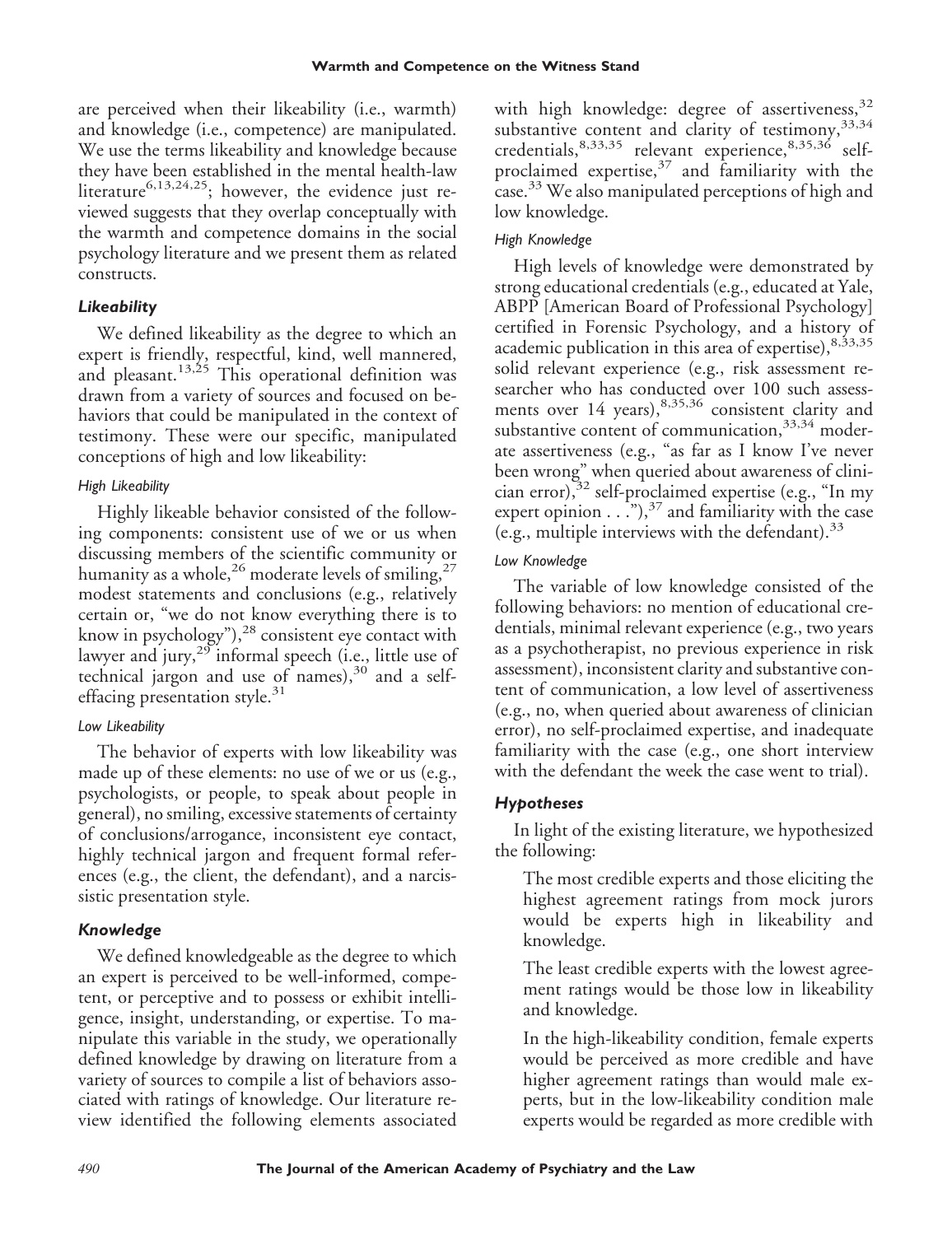are perceived when their likeability (i.e., warmth) and knowledge (i.e., competence) are manipulated. We use the terms likeability and knowledge because they have been established in the mental health-law literature[6,13,24,25]; however, the evidence just reviewed suggests that they overlap conceptually with the warmth and competence domains in the social psychology literature and we present them as related constructs.

### *Likeability*

We defined likeability as the degree to which an expert is friendly, respectful, kind, well mannered, and pleasant.[13,25] This operational definition was drawn from a variety of sources and focused on behaviors that could be manipulated in the context of testimony. These were our specific, manipulated conceptions of high and low likeability:

#### *High Likeability*

Highly likeable behavior consisted of the following components: consistent use of we or us when discussing members of the scientific community or humanity as a whole,[26] moderate levels of smiling,[27] modest statements and conclusions (e.g., relatively certain or, "we do not know everything there is to know in psychology"),[28] consistent eye contact with lawyer and jury,[29] informal speech (i.e., little use of technical jargon and use of names),[30] and a self-effacing presentation style.[31]

#### *Low Likeability*

The behavior of experts with low likeability was made up of these elements: no use of we or us (e.g., psychologists, or people, to speak about people in general), no smiling, excessive statements of certainty of conclusions/arrogance, inconsistent eye contact, highly technical jargon and frequent formal references (e.g., the client, the defendant), and a narcissistic presentation style.

### *Knowledge*

We defined knowledgeable as the degree to which an expert is perceived to be well-informed, competent, or perceptive and to possess or exhibit intelligence, insight, understanding, or expertise. To manipulate this variable in the study, we operationally defined knowledge by drawing on literature from a variety of sources to compile a list of behaviors associated with ratings of knowledge. Our literature review identified the following elements associated with high knowledge: degree of assertiveness,[32] substantive content and clarity of testimony,[33,34] credentials,[8,33,35] relevant experience,[8,35,36] self-proclaimed expertise,[37] and familiarity with the case.[33] We also manipulated perceptions of high and low knowledge.

#### *High Knowledge*

High levels of knowledge were demonstrated by strong educational credentials (e.g., educated at Yale, ABPP [American Board of Professional Psychology] certified in Forensic Psychology, and a history of academic publication in this area of expertise),[8,33,35] solid relevant experience (e.g., risk assessment researcher who has conducted over 100 such assessments over 14 years),[8,35,36] consistent clarity and substantive content of communication,[33,34] moderate assertiveness (e.g., "as far as I know I've never been wrong" when queried about awareness of clinician error),[32] self-proclaimed expertise (e.g., "In my expert opinion . . ."),[37] and familiarity with the case (e.g., multiple interviews with the defendant).[33]

#### *Low Knowledge*

The variable of low knowledge consisted of the following behaviors: no mention of educational credentials, minimal relevant experience (e.g., two years as a psychotherapist, no previous experience in risk assessment), inconsistent clarity and substantive content of communication, a low level of assertiveness (e.g., no, when queried about awareness of clinician error), no self-proclaimed expertise, and inadequate familiarity with the case (e.g., one short interview with the defendant the week the case went to trial).

### *Hypotheses*

In light of the existing literature, we hypothesized the following:

The most credible experts and those eliciting the highest agreement ratings from mock jurors would be experts high in likeability and knowledge.

The least credible experts with the lowest agreement ratings would be those low in likeability and knowledge.

In the high-likeability condition, female experts would be perceived as more credible and have higher agreement ratings than would male experts, but in the low-likeability condition male experts would be regarded as more credible with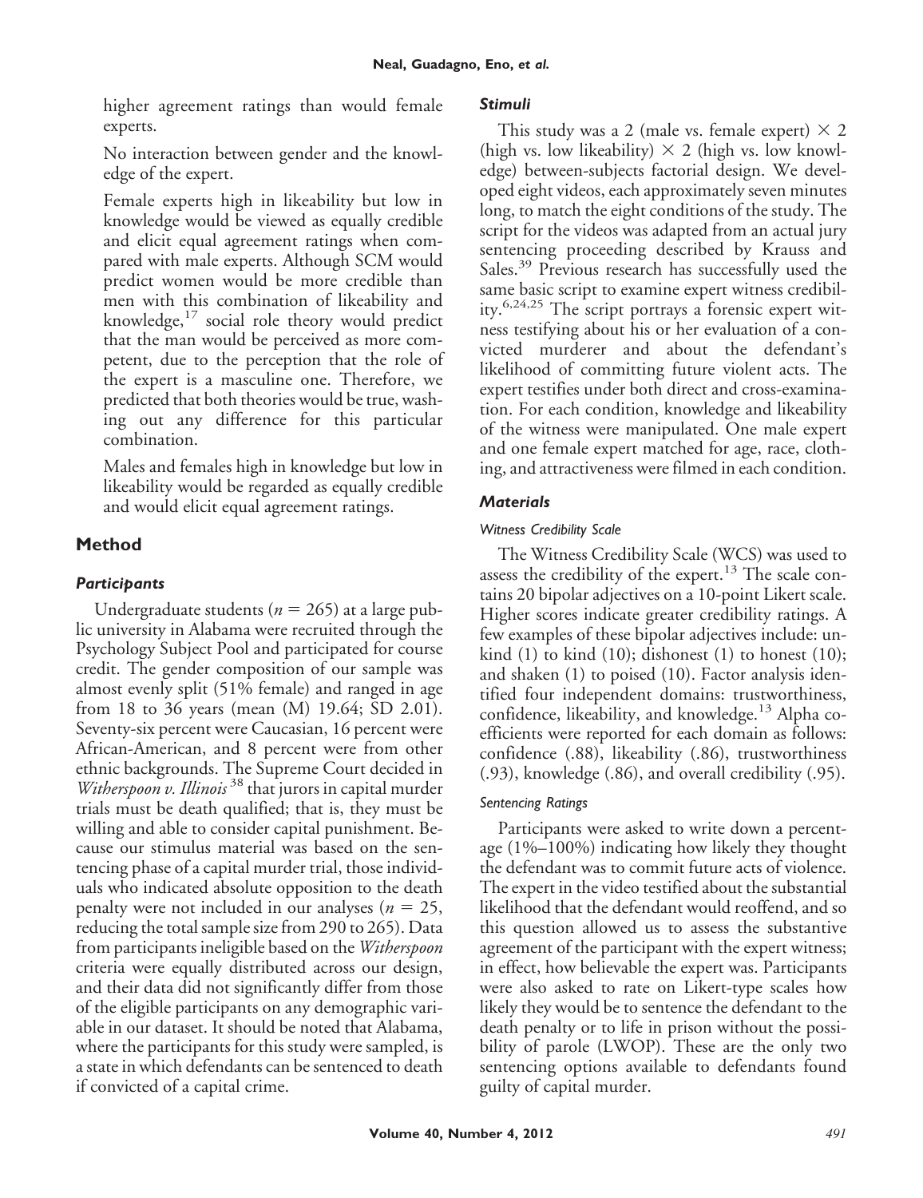higher agreement ratings than would female experts.

No interaction between gender and the knowledge of the expert.

Female experts high in likeability but low in knowledge would be viewed as equally credible and elicit equal agreement ratings when compared with male experts. Although SCM would predict women would be more credible than men with this combination of likeability and knowledge,[17] social role theory would predict that the man would be perceived as more competent, due to the perception that the role of the expert is a masculine one. Therefore, we predicted that both theories would be true, washing out any difference for this particular combination.

Males and females high in knowledge but low in likeability would be regarded as equally credible and would elicit equal agreement ratings.

## Method

### *Participants*

Undergraduate students ($n = 265$) at a large public university in Alabama were recruited through the Psychology Subject Pool and participated for course credit. The gender composition of our sample was almost evenly split (51% female) and ranged in age from 18 to 36 years (mean (M) 19.64; SD 2.01). Seventy-six percent were Caucasian, 16 percent were African-American, and 8 percent were from other ethnic backgrounds. The Supreme Court decided in *Witherspoon v. Illinois*[38] that jurors in capital murder trials must be death qualified; that is, they must be willing and able to consider capital punishment. Because our stimulus material was based on the sentencing phase of a capital murder trial, those individuals who indicated absolute opposition to the death penalty were not included in our analyses ($n = 25$, reducing the total sample size from 290 to 265). Data from participants ineligible based on the *Witherspoon* criteria were equally distributed across our design, and their data did not significantly differ from those of the eligible participants on any demographic variable in our dataset. It should be noted that Alabama, where the participants for this study were sampled, is a state in which defendants can be sentenced to death if convicted of a capital crime.

### *Stimuli*

This study was a 2 (male vs. female expert) $\times$ 2 (high vs. low likeability) $\times$ 2 (high vs. low knowledge) between-subjects factorial design. We developed eight videos, each approximately seven minutes long, to match the eight conditions of the study. The script for the videos was adapted from an actual jury sentencing proceeding described by Krauss and Sales.[39] Previous research has successfully used the same basic script to examine expert witness credibility.[6,24,25] The script portrays a forensic expert witness testifying about his or her evaluation of a convicted murderer and about the defendant's likelihood of committing future violent acts. The expert testifies under both direct and cross-examination. For each condition, knowledge and likeability of the witness were manipulated. One male expert and one female expert matched for age, race, clothing, and attractiveness were filmed in each condition.

### *Materials*

#### *Witness Credibility Scale*

The Witness Credibility Scale (WCS) was used to assess the credibility of the expert.[13] The scale contains 20 bipolar adjectives on a 10-point Likert scale. Higher scores indicate greater credibility ratings. A few examples of these bipolar adjectives include: unkind (1) to kind (10); dishonest (1) to honest (10); and shaken (1) to poised (10). Factor analysis identified four independent domains: trustworthiness, confidence, likeability, and knowledge.[13] Alpha coefficients were reported for each domain as follows: confidence (.88), likeability (.86), trustworthiness (.93), knowledge (.86), and overall credibility (.95).

#### *Sentencing Ratings*

Participants were asked to write down a percentage (1%–100%) indicating how likely they thought the defendant was to commit future acts of violence. The expert in the video testified about the substantial likelihood that the defendant would reoffend, and so this question allowed us to assess the substantive agreement of the participant with the expert witness; in effect, how believable the expert was. Participants were also asked to rate on Likert-type scales how likely they would be to sentence the defendant to the death penalty or to life in prison without the possibility of parole (LWOP). These are the only two sentencing options available to defendants found guilty of capital murder.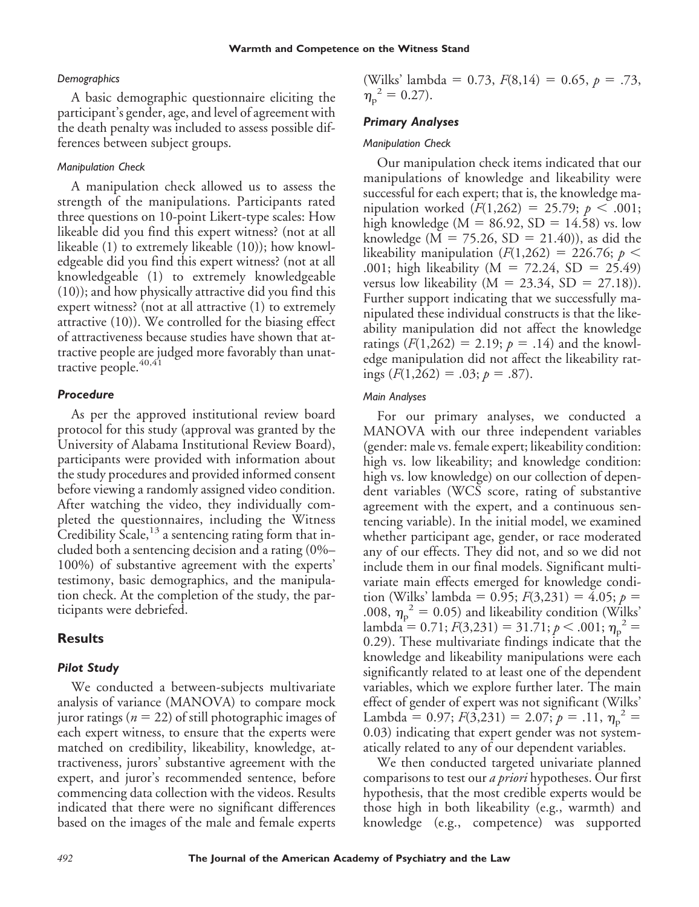#### *Demographics*

A basic demographic questionnaire eliciting the participant's gender, age, and level of agreement with the death penalty was included to assess possible differences between subject groups.

#### *Manipulation Check*

A manipulation check allowed us to assess the strength of the manipulations. Participants rated three questions on 10-point Likert-type scales: How likeable did you find this expert witness? (not at all likeable (1) to extremely likeable (10)); how knowledgeable did you find this expert witness? (not at all knowledgeable (1) to extremely knowledgeable (10)); and how physically attractive did you find this expert witness? (not at all attractive (1) to extremely attractive (10)). We controlled for the biasing effect of attractiveness because studies have shown that attractive people are judged more favorably than unattractive people.[40,41]

### Procedure

As per the approved institutional review board protocol for this study (approval was granted by the University of Alabama Institutional Review Board), participants were provided with information about the study procedures and provided informed consent before viewing a randomly assigned video condition. After watching the video, they individually completed the questionnaires, including the Witness Credibility Scale,[13] a sentencing rating form that included both a sentencing decision and a rating (0%–100%) of substantive agreement with the experts' testimony, basic demographics, and the manipulation check. At the completion of the study, the participants were debriefed.

## Results

### Pilot Study

We conducted a between-subjects multivariate analysis of variance (MANOVA) to compare mock juror ratings ($n = 22$) of still photographic images of each expert witness, to ensure that the experts were matched on credibility, likeability, knowledge, attractiveness, jurors' substantive agreement with the expert, and juror's recommended sentence, before commencing data collection with the videos. Results indicated that there were no significant differences based on the images of the male and female experts (Wilks' lambda = 0.73, $F(8,14) = 0.65$, $p = .73$, $\eta_p^2 = 0.27$).

### Primary Analyses

#### *Manipulation Check*

Our manipulation check items indicated that our manipulations of knowledge and likeability were successful for each expert; that is, the knowledge manipulation worked ($F(1,262) = 25.79$; $p < .001$; high knowledge (M = 86.92, SD = 14.58) vs. low knowledge (M = 75.26, SD = 21.40)), as did the likeability manipulation ($F(1,262) = 226.76$; $p < .001$; high likeability (M = 72.24, SD = 25.49) versus low likeability (M = 23.34, SD = 27.18)). Further support indicating that we successfully manipulated these individual constructs is that the likeability manipulation did not affect the knowledge ratings ($F(1,262) = 2.19$; $p = .14$) and the knowledge manipulation did not affect the likeability ratings ($F(1,262) = .03$; $p = .87$).

#### *Main Analyses*

For our primary analyses, we conducted a MANOVA with our three independent variables (gender: male vs. female expert; likeability condition: high vs. low likeability; and knowledge condition: high vs. low knowledge) on our collection of dependent variables (WCS score, rating of substantive agreement with the expert, and a continuous sentencing variable). In the initial model, we examined whether participant age, gender, or race moderated any of our effects. They did not, and so we did not include them in our final models. Significant multivariate main effects emerged for knowledge condition (Wilks' lambda = 0.95; $F(3,231) = 4.05$; $p = .008$, $\eta_p^2 = 0.05$) and likeability condition (Wilks' lambda = 0.71; $F(3,231) = 31.71$; $p < .001$; $\eta_p^2 = 0.29$). These multivariate findings indicate that the knowledge and likeability manipulations were each significantly related to at least one of the dependent variables, which we explore further later. The main effect of gender of expert was not significant (Wilks' Lambda = 0.97; $F(3,231) = 2.07$; $p = .11$, $\eta_p^2 = 0.03$) indicating that expert gender was not systematically related to any of our dependent variables.

We then conducted targeted univariate planned comparisons to test our *a priori* hypotheses. Our first hypothesis, that the most credible experts would be those high in both likeability (e.g., warmth) and knowledge (e.g., competence) was supported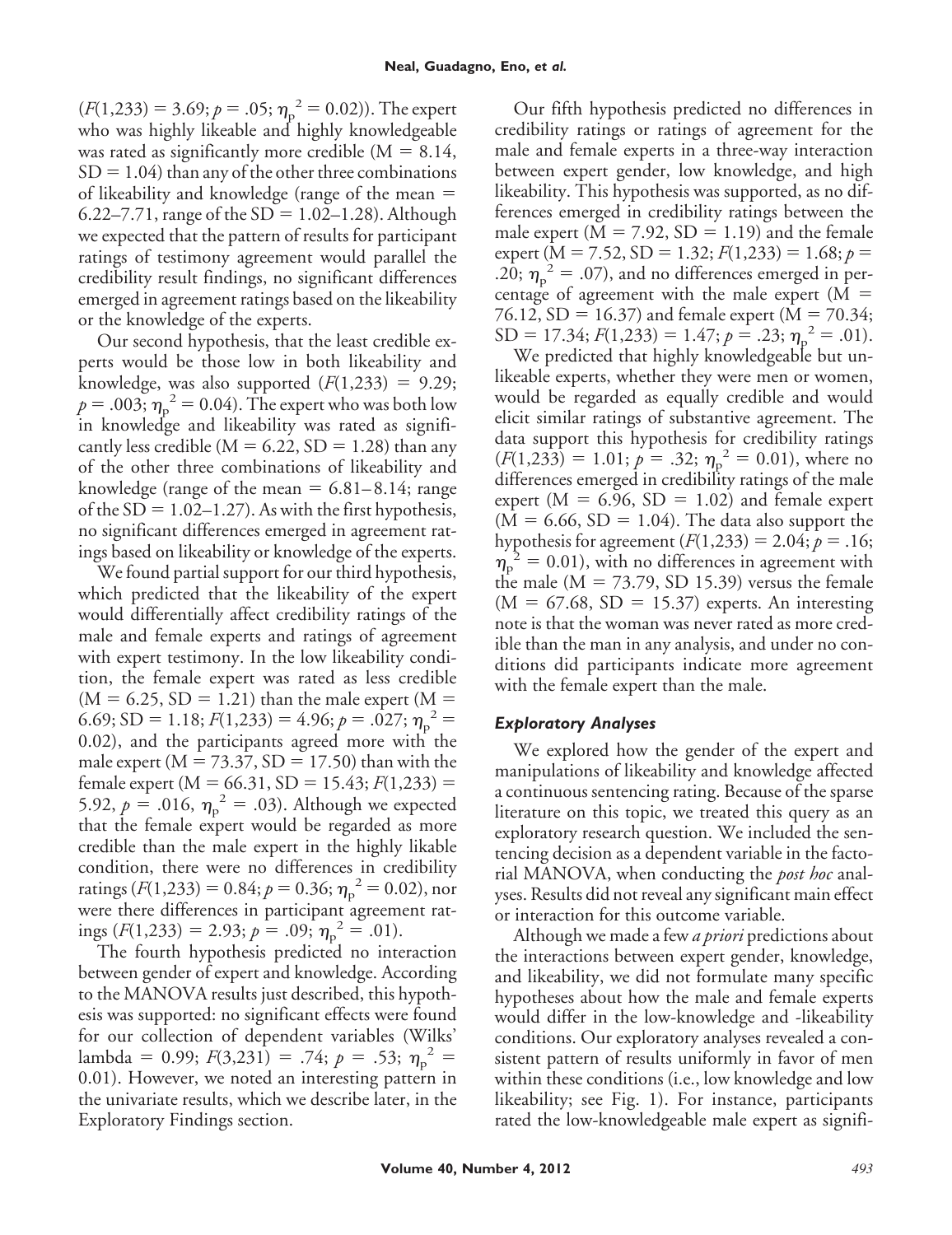($F(1,233) = 3.69$; $p = .05$; $\eta_p^2 = 0.02$)). The expert who was highly likeable and highly knowledgeable was rated as significantly more credible (M = 8.14, SD = 1.04) than any of the other three combinations of likeability and knowledge (range of the mean = 6.22–7.71, range of the SD = 1.02–1.28). Although we expected that the pattern of results for participant ratings of testimony agreement would parallel the credibility result findings, no significant differences emerged in agreement ratings based on the likeability or the knowledge of the experts.

Our second hypothesis, that the least credible experts would be those low in both likeability and knowledge, was also supported ($F(1,233) = 9.29$; $p = .003$; $\eta_p^2 = 0.04$). The expert who was both low in knowledge and likeability was rated as significantly less credible (M = 6.22, SD = 1.28) than any of the other three combinations of likeability and knowledge (range of the mean = 6.81–8.14; range of the SD = 1.02–1.27). As with the first hypothesis, no significant differences emerged in agreement ratings based on likeability or knowledge of the experts.

We found partial support for our third hypothesis, which predicted that the likeability of the expert would differentially affect credibility ratings of the male and female experts and ratings of agreement with expert testimony. In the low likeability condition, the female expert was rated as less credible (M = 6.25, SD = 1.21) than the male expert (M = 6.69; SD = 1.18; $F(1,233) = 4.96$; $p = .027$; $\eta_p^2 = 0.02$), and the participants agreed more with the male expert (M = 73.37, SD = 17.50) than with the female expert (M = 66.31, SD = 15.43; $F(1,233) = 5.92$, $p = .016$, $\eta_p^2 = .03$). Although we expected that the female expert would be regarded as more credible than the male expert in the highly likable condition, there were no differences in credibility ratings ($F(1,233) = 0.84$; $p = 0.36$; $\eta_p^2 = 0.02$), nor were there differences in participant agreement ratings ($F(1,233) = 2.93$; $p = .09$; $\eta_p^2 = .01$).

The fourth hypothesis predicted no interaction between gender of expert and knowledge. According to the MANOVA results just described, this hypothesis was supported: no significant effects were found for our collection of dependent variables (Wilks' lambda = 0.99; $F(3,231) = .74$; $p = .53$; $\eta_p^2 = 0.01$). However, we noted an interesting pattern in the univariate results, which we describe later, in the Exploratory Findings section.

Our fifth hypothesis predicted no differences in credibility ratings or ratings of agreement for the male and female experts in a three-way interaction between expert gender, low knowledge, and high likeability. This hypothesis was supported, as no differences emerged in credibility ratings between the male expert (M = 7.92, SD = 1.19) and the female expert (M = 7.52, SD = 1.32; $F(1,233) = 1.68$; $p = .20$; $\eta_p^2 = .07$), and no differences emerged in percentage of agreement with the male expert (M = 76.12, SD = 16.37) and female expert (M = 70.34; SD = 17.34; $F(1,233) = 1.47$; $p = .23$; $\eta_p^2 = .01$).

We predicted that highly knowledgeable but unlikeable experts, whether they were men or women, would be regarded as equally credible and would elicit similar ratings of substantive agreement. The data support this hypothesis for credibility ratings ($F(1,233) = 1.01$; $p = .32$; $\eta_p^2 = 0.01$), where no differences emerged in credibility ratings of the male expert (M = 6.96, SD = 1.02) and female expert (M = 6.66, SD = 1.04). The data also support the hypothesis for agreement ($F(1,233) = 2.04$; $p = .16$; $\eta_p^2 = 0.01$), with no differences in agreement with the male (M = 73.79, SD 15.39) versus the female (M = 67.68, SD = 15.37) experts. An interesting note is that the woman was never rated as more credible than the man in any analysis, and under no conditions did participants indicate more agreement with the female expert than the male.

### *Exploratory Analyses*

We explored how the gender of the expert and manipulations of likeability and knowledge affected a continuous sentencing rating. Because of the sparse literature on this topic, we treated this query as an exploratory research question. We included the sentencing decision as a dependent variable in the factorial MANOVA, when conducting the *post hoc* analyses. Results did not reveal any significant main effect or interaction for this outcome variable.

Although we made a few *a priori* predictions about the interactions between expert gender, knowledge, and likeability, we did not formulate many specific hypotheses about how the male and female experts would differ in the low-knowledge and -likeability conditions. Our exploratory analyses revealed a consistent pattern of results uniformly in favor of men within these conditions (i.e., low knowledge and low likeability; see Fig. 1). For instance, participants rated the low-knowledgeable male expert as signifi-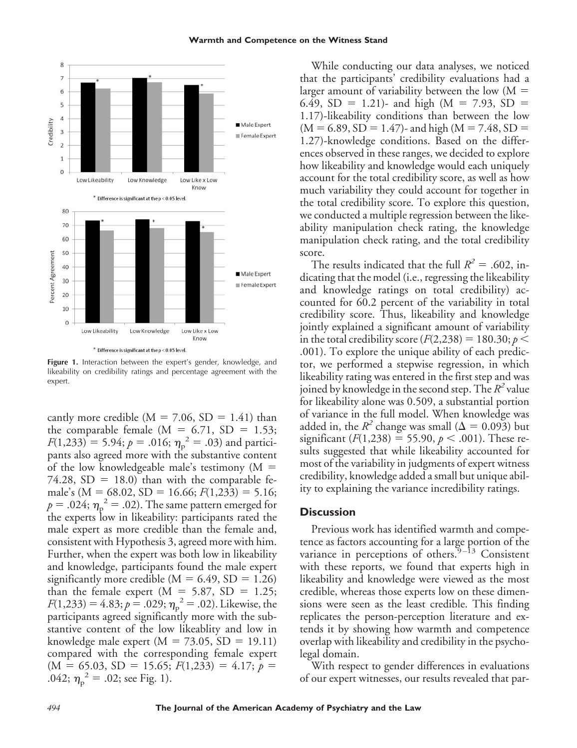cantly more credible (M = 7.06, SD = 1.41) than the comparable female (M = 6.71, SD = 1.53; $F(1,233) = 5.94$; $p = .016$; $\eta_p^2 = .03$) and participants also agreed more with the substantive content of the low knowledgeable male's testimony (M = 74.28, SD = 18.0) than with the comparable female's (M = 68.02, SD = 16.66; $F(1,233) = 5.16$; $p = .024$; $\eta_p^2 = .02$). The same pattern emerged for the experts low in likeability: participants rated the male expert as more credible than the female and, consistent with Hypothesis 3, agreed more with him. Further, when the expert was both low in likeability and knowledge, participants found the male expert significantly more credible (M = 6.49, SD = 1.26) than the female expert (M = 5.87, SD = 1.25; $F(1,233) = 4.83$; $p = .029$; $\eta_p^2 = .02$). Likewise, the participants agreed significantly more with the substantive content of the low likeablity and low in knowledge male expert (M = 73.05, SD = 19.11) compared with the corresponding female expert (M = 65.03, SD = 15.65; $F(1,233) = 4.17$; $p = .042$; $\eta_p^2 = .02$; see Fig. 1).

**Figure 1.** Interaction between the expert's gender, knowledge, and likeability on credibility ratings and percentage agreement with the expert.

While conducting our data analyses, we noticed that the participants' credibility evaluations had a larger amount of variability between the low (M = 6.49, SD = 1.21)- and high (M = 7.93, SD = 1.17)-likeability conditions than between the low (M = 6.89, SD = 1.47)- and high (M = 7.48, SD = 1.27)-knowledge conditions. Based on the differences observed in these ranges, we decided to explore how likeability and knowledge would each uniquely account for the total credibility score, as well as how much variability they could account for together in the total credibility score. To explore this question, we conducted a multiple regression between the likeability manipulation check rating, the knowledge manipulation check rating, and the total credibility score.

The results indicated that the full $R^2 = .602$, indicating that the model (i.e., regressing the likeability and knowledge ratings on total credibility) accounted for 60.2 percent of the variability in total credibility score. Thus, likeability and knowledge jointly explained a significant amount of variability in the total credibility score ($F(2,238) = 180.30$; $p < .001$). To explore the unique ability of each predictor, we performed a stepwise regression, in which likeability rating was entered in the first step and was joined by knowledge in the second step. The $R^2$ value for likeability alone was 0.509, a substantial portion of variance in the full model. When knowledge was added in, the $R^2$ change was small ($\Delta = 0.093$) but significant ($F(1,238) = 55.90$, $p < .001$). These results suggested that while likeability accounted for most of the variability in judgments of expert witness credibility, knowledge added a small but unique ability to explaining the variance incredibility ratings.

## Discussion

Previous work has identified warmth and competence as factors accounting for a large portion of the variance in perceptions of others.[9–13] Consistent with these reports, we found that experts high in likeability and knowledge were viewed as the most credible, whereas those experts low on these dimensions were seen as the least credible. This finding replicates the person-perception literature and extends it by showing how warmth and competence overlap with likeability and credibility in the psycholegal domain.

With respect to gender differences in evaluations of our expert witnesses, our results revealed that par-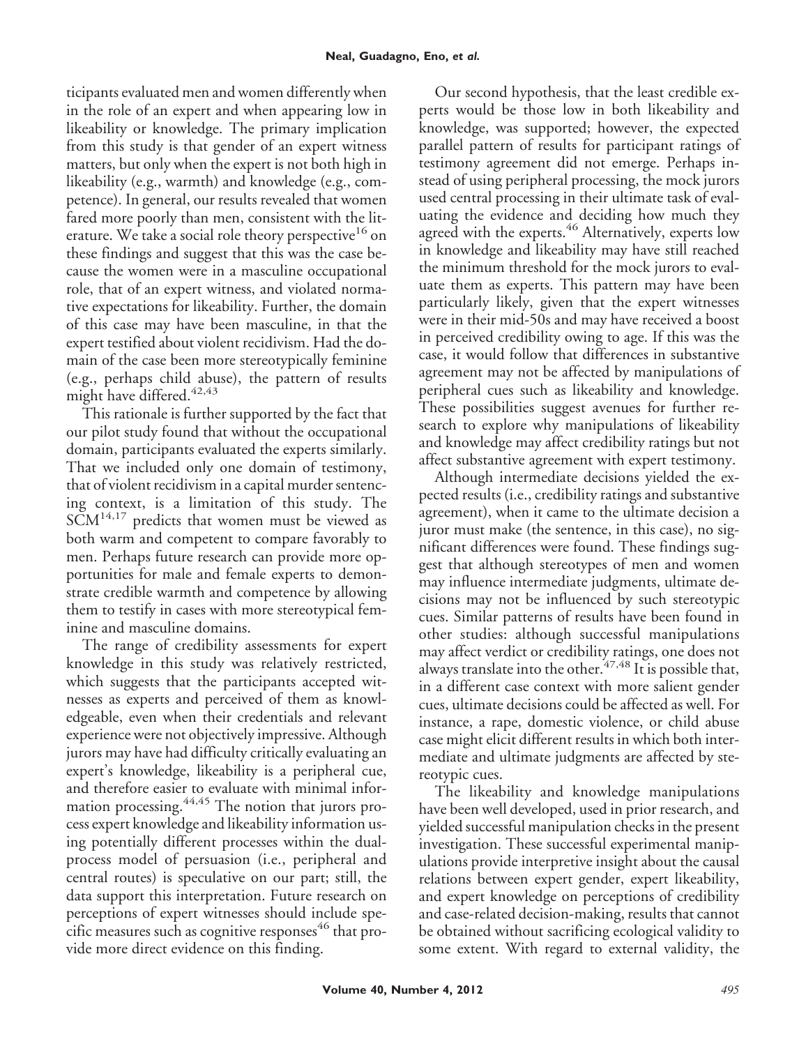ticipants evaluated men and women differently when in the role of an expert and when appearing low in likeability or knowledge. The primary implication from this study is that gender of an expert witness matters, but only when the expert is not both high in likeability (e.g., warmth) and knowledge (e.g., competence). In general, our results revealed that women fared more poorly than men, consistent with the literature. We take a social role theory perspective[16] on these findings and suggest that this was the case because the women were in a masculine occupational role, that of an expert witness, and violated normative expectations for likeability. Further, the domain of this case may have been masculine, in that the expert testified about violent recidivism. Had the domain of the case been more stereotypically feminine (e.g., perhaps child abuse), the pattern of results might have differed.[42,43]

This rationale is further supported by the fact that our pilot study found that without the occupational domain, participants evaluated the experts similarly. That we included only one domain of testimony, that of violent recidivism in a capital murder sentencing context, is a limitation of this study. The SCM[14,17] predicts that women must be viewed as both warm and competent to compare favorably to men. Perhaps future research can provide more opportunities for male and female experts to demonstrate credible warmth and competence by allowing them to testify in cases with more stereotypical feminine and masculine domains.

The range of credibility assessments for expert knowledge in this study was relatively restricted, which suggests that the participants accepted witnesses as experts and perceived of them as knowledgeable, even when their credentials and relevant experience were not objectively impressive. Although jurors may have had difficulty critically evaluating an expert's knowledge, likeability is a peripheral cue, and therefore easier to evaluate with minimal information processing.[44,45] The notion that jurors process expert knowledge and likeability information using potentially different processes within the dual-process model of persuasion (i.e., peripheral and central routes) is speculative on our part; still, the data support this interpretation. Future research on perceptions of expert witnesses should include specific measures such as cognitive responses[46] that provide more direct evidence on this finding.

Our second hypothesis, that the least credible experts would be those low in both likeability and knowledge, was supported; however, the expected parallel pattern of results for participant ratings of testimony agreement did not emerge. Perhaps instead of using peripheral processing, the mock jurors used central processing in their ultimate task of evaluating the evidence and deciding how much they agreed with the experts.[46] Alternatively, experts low in knowledge and likeability may have still reached the minimum threshold for the mock jurors to evaluate them as experts. This pattern may have been particularly likely, given that the expert witnesses were in their mid-50s and may have received a boost in perceived credibility owing to age. If this was the case, it would follow that differences in substantive agreement may not be affected by manipulations of peripheral cues such as likeability and knowledge. These possibilities suggest avenues for further research to explore why manipulations of likeability and knowledge may affect credibility ratings but not affect substantive agreement with expert testimony.

Although intermediate decisions yielded the expected results (i.e., credibility ratings and substantive agreement), when it came to the ultimate decision a juror must make (the sentence, in this case), no significant differences were found. These findings suggest that although stereotypes of men and women may influence intermediate judgments, ultimate decisions may not be influenced by such stereotypic cues. Similar patterns of results have been found in other studies: although successful manipulations may affect verdict or credibility ratings, one does not always translate into the other.[47,48] It is possible that, in a different case context with more salient gender cues, ultimate decisions could be affected as well. For instance, a rape, domestic violence, or child abuse case might elicit different results in which both intermediate and ultimate judgments are affected by stereotypic cues.

The likeability and knowledge manipulations have been well developed, used in prior research, and yielded successful manipulation checks in the present investigation. These successful experimental manipulations provide interpretive insight about the causal relations between expert gender, expert likeability, and expert knowledge on perceptions of credibility and case-related decision-making, results that cannot be obtained without sacrificing ecological validity to some extent. With regard to external validity, the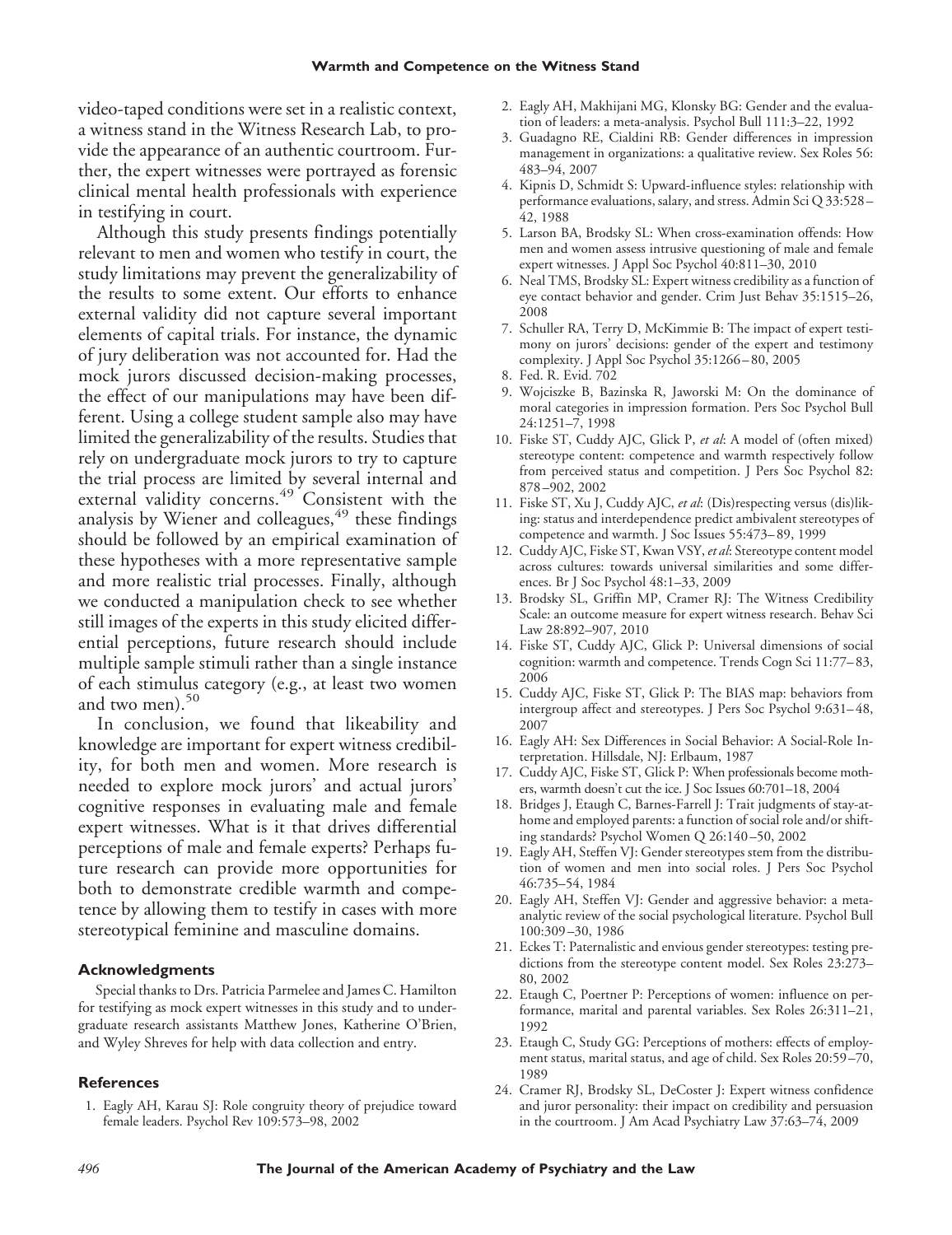video-taped conditions were set in a realistic context, a witness stand in the Witness Research Lab, to provide the appearance of an authentic courtroom. Further, the expert witnesses were portrayed as forensic clinical mental health professionals with experience in testifying in court.

Although this study presents findings potentially relevant to men and women who testify in court, the study limitations may prevent the generalizability of the results to some extent. Our efforts to enhance external validity did not capture several important elements of capital trials. For instance, the dynamic of jury deliberation was not accounted for. Had the mock jurors discussed decision-making processes, the effect of our manipulations may have been different. Using a college student sample also may have limited the generalizability of the results. Studies that rely on undergraduate mock jurors to try to capture the trial process are limited by several internal and external validity concerns.[49] Consistent with the analysis by Wiener and colleagues,[49] these findings should be followed by an empirical examination of these hypotheses with a more representative sample and more realistic trial processes. Finally, although we conducted a manipulation check to see whether still images of the experts in this study elicited differential perceptions, future research should include multiple sample stimuli rather than a single instance of each stimulus category (e.g., at least two women and two men).[50]

In conclusion, we found that likeability and knowledge are important for expert witness credibility, for both men and women. More research is needed to explore mock jurors' and actual jurors' cognitive responses in evaluating male and female expert witnesses. What is it that drives differential perceptions of male and female experts? Perhaps future research can provide more opportunities for both to demonstrate credible warmth and competence by allowing them to testify in cases with more stereotypical feminine and masculine domains.

## Acknowledgments

Special thanks to Drs. Patricia Parmelee and James C. Hamilton for testifying as mock expert witnesses in this study and to undergraduate research assistants Matthew Jones, Katherine O'Brien, and Wyley Shreves for help with data collection and entry.

## References

1. Eagly AH, Karau SJ: Role congruity theory of prejudice toward female leaders. Psychol Rev 109:573–98, 2002
2. Eagly AH, Makhijani MG, Klonsky BG: Gender and the evaluation of leaders: a meta-analysis. Psychol Bull 111:3–22, 1992
3. Guadagno RE, Cialdini RB: Gender differences in impression management in organizations: a qualitative review. Sex Roles 56: 483–94, 2007
4. Kipnis D, Schmidt S: Upward-influence styles: relationship with performance evaluations, salary, and stress. Admin Sci Q 33:528–42, 1988
5. Larson BA, Brodsky SL: When cross-examination offends: How men and women assess intrusive questioning of male and female expert witnesses. J Appl Soc Psychol 40:811–30, 2010
6. Neal TMS, Brodsky SL: Expert witness credibility as a function of eye contact behavior and gender. Crim Just Behav 35:1515–26, 2008
7. Schuller RA, Terry D, McKimmie B: The impact of expert testimony on jurors' decisions: gender of the expert and testimony complexity. J Appl Soc Psychol 35:1266–80, 2005
8. Fed. R. Evid. 702
9. Wojciszke B, Bazinska R, Jaworski M: On the dominance of moral categories in impression formation. Pers Soc Psychol Bull 24:1251–7, 1998
10. Fiske ST, Cuddy AJC, Glick P, *et al*: A model of (often mixed) stereotype content: competence and warmth respectively follow from perceived status and competition. J Pers Soc Psychol 82: 878–902, 2002
11. Fiske ST, Xu J, Cuddy AJC, *et al*: (Dis)respecting versus (dis)liking: status and interdependence predict ambivalent stereotypes of competence and warmth. J Soc Issues 55:473–89, 1999
12. Cuddy AJC, Fiske ST, Kwan VSY, *et al*: Stereotype content model across cultures: towards universal similarities and some differences. Br J Soc Psychol 48:1–33, 2009
13. Brodsky SL, Griffin MP, Cramer RJ: The Witness Credibility Scale: an outcome measure for expert witness research. Behav Sci Law 28:892–907, 2010
14. Fiske ST, Cuddy AJC, Glick P: Universal dimensions of social cognition: warmth and competence. Trends Cogn Sci 11:77–83, 2006
15. Cuddy AJC, Fiske ST, Glick P: The BIAS map: behaviors from intergroup affect and stereotypes. J Pers Soc Psychol 9:631–48, 2007
16. Eagly AH: Sex Differences in Social Behavior: A Social-Role Interpretation. Hillsdale, NJ: Erlbaum, 1987
17. Cuddy AJC, Fiske ST, Glick P: When professionals become mothers, warmth doesn't cut the ice. J Soc Issues 60:701–18, 2004
18. Bridges J, Etaugh C, Barnes-Farrell J: Trait judgments of stay-at-home and employed parents: a function of social role and/or shifting standards? Psychol Women Q 26:140–50, 2002
19. Eagly AH, Steffen VJ: Gender stereotypes stem from the distribution of women and men into social roles. J Pers Soc Psychol 46:735–54, 1984
20. Eagly AH, Steffen VJ: Gender and aggressive behavior: a meta-analytic review of the social psychological literature. Psychol Bull 100:309–30, 1986
21. Eckes T: Paternalistic and envious gender stereotypes: testing predictions from the stereotype content model. Sex Roles 23:273–80, 2002
22. Etaugh C, Poertner P: Perceptions of women: influence on performance, marital and parental variables. Sex Roles 26:311–21, 1992
23. Etaugh C, Study GG: Perceptions of mothers: effects of employment status, marital status, and age of child. Sex Roles 20:59–70, 1989
24. Cramer RJ, Brodsky SL, DeCoster J: Expert witness confidence and juror personality: their impact on credibility and persuasion in the courtroom. J Am Acad Psychiatry Law 37:63–74, 2009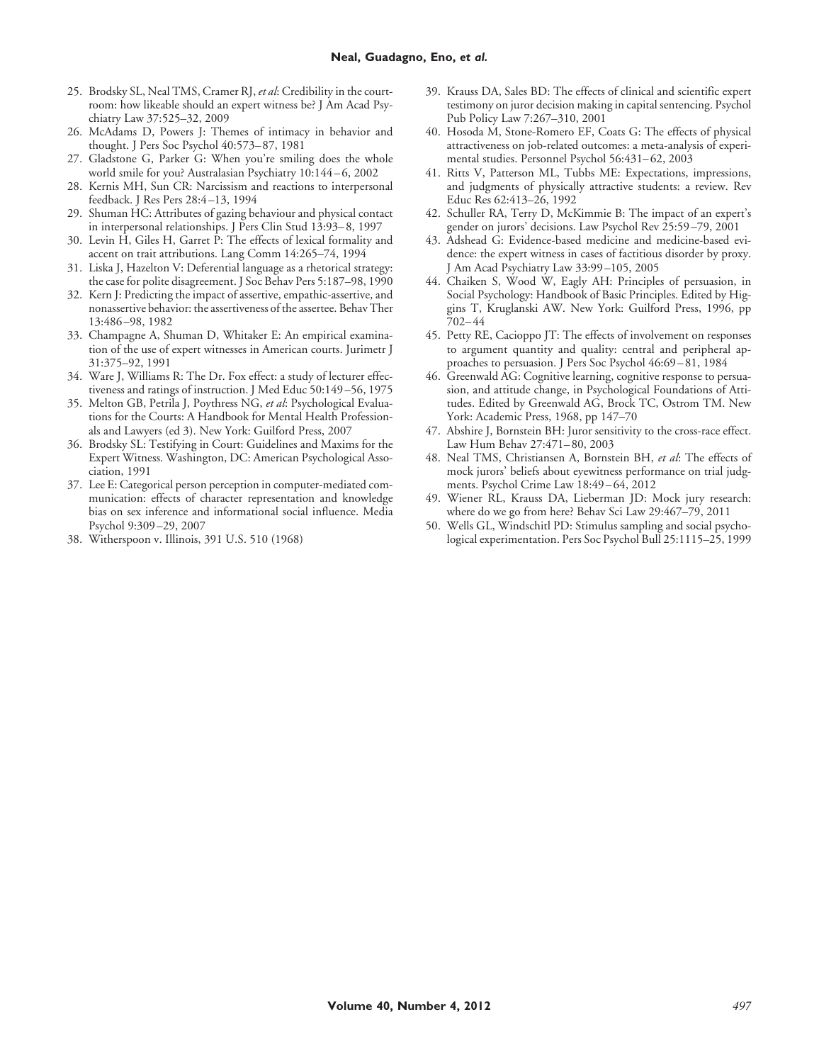25. Brodsky SL, Neal TMS, Cramer RJ, *et al*: Credibility in the courtroom: how likeable should an expert witness be? J Am Acad Psychiatry Law 37:525–32, 2009
26. McAdams D, Powers J: Themes of intimacy in behavior and thought. J Pers Soc Psychol 40:573–87, 1981
27. Gladstone G, Parker G: When you're smiling does the whole world smile for you? Australasian Psychiatry 10:144–6, 2002
28. Kernis MH, Sun CR: Narcissism and reactions to interpersonal feedback. J Res Pers 28:4–13, 1994
29. Shuman HC: Attributes of gazing behaviour and physical contact in interpersonal relationships. J Pers Clin Stud 13:93–8, 1997
30. Levin H, Giles H, Garret P: The effects of lexical formality and accent on trait attributions. Lang Comm 14:265–74, 1994
31. Liska J, Hazelton V: Deferential language as a rhetorical strategy: the case for polite disagreement. J Soc Behav Pers 5:187–98, 1990
32. Kern J: Predicting the impact of assertive, empathic-assertive, and nonassertive behavior: the assertiveness of the assertee. Behav Ther 13:486–98, 1982
33. Champagne A, Shuman D, Whitaker E: An empirical examination of the use of expert witnesses in American courts. Jurimetr J 31:375–92, 1991
34. Ware J, Williams R: The Dr. Fox effect: a study of lecturer effectiveness and ratings of instruction. J Med Educ 50:149–56, 1975
35. Melton GB, Petrila J, Poythress NG, *et al*: Psychological Evaluations for the Courts: A Handbook for Mental Health Professionals and Lawyers (ed 3). New York: Guilford Press, 2007
36. Brodsky SL: Testifying in Court: Guidelines and Maxims for the Expert Witness. Washington, DC: American Psychological Association, 1991
37. Lee E: Categorical person perception in computer-mediated communication: effects of character representation and knowledge bias on sex inference and informational social influence. Media Psychol 9:309–29, 2007
38. Witherspoon v. Illinois, 391 U.S. 510 (1968)
39. Krauss DA, Sales BD: The effects of clinical and scientific expert testimony on juror decision making in capital sentencing. Psychol Pub Policy Law 7:267–310, 2001
40. Hosoda M, Stone-Romero EF, Coats G: The effects of physical attractiveness on job-related outcomes: a meta-analysis of experimental studies. Personnel Psychol 56:431–62, 2003
41. Ritts V, Patterson ML, Tubbs ME: Expectations, impressions, and judgments of physically attractive students: a review. Rev Educ Res 62:413–26, 1992
42. Schuller RA, Terry D, McKimmie B: The impact of an expert's gender on jurors' decisions. Law Psychol Rev 25:59–79, 2001
43. Adshead G: Evidence-based medicine and medicine-based evidence: the expert witness in cases of factitious disorder by proxy. J Am Acad Psychiatry Law 33:99–105, 2005
44. Chaiken S, Wood W, Eagly AH: Principles of persuasion, in Social Psychology: Handbook of Basic Principles. Edited by Higgins T, Kruglanski AW. New York: Guilford Press, 1996, pp 702–44
45. Petty RE, Cacioppo JT: The effects of involvement on responses to argument quantity and quality: central and peripheral approaches to persuasion. J Pers Soc Psychol 46:69–81, 1984
46. Greenwald AG: Cognitive learning, cognitive response to persuasion, and attitude change, in Psychological Foundations of Attitudes. Edited by Greenwald AG, Brock TC, Ostrom TM. New York: Academic Press, 1968, pp 147–70
47. Abshire J, Bornstein BH: Juror sensitivity to the cross-race effect. Law Hum Behav 27:471–80, 2003
48. Neal TMS, Christiansen A, Bornstein BH, *et al*: The effects of mock jurors' beliefs about eyewitness performance on trial judgments. Psychol Crime Law 18:49–64, 2012
49. Wiener RL, Krauss DA, Lieberman JD: Mock jury research: where do we go from here? Behav Sci Law 29:467–79, 2011
50. Wells GL, Windschitl PD: Stimulus sampling and social psychological experimentation. Pers Soc Psychol Bull 25:1115–25, 1999